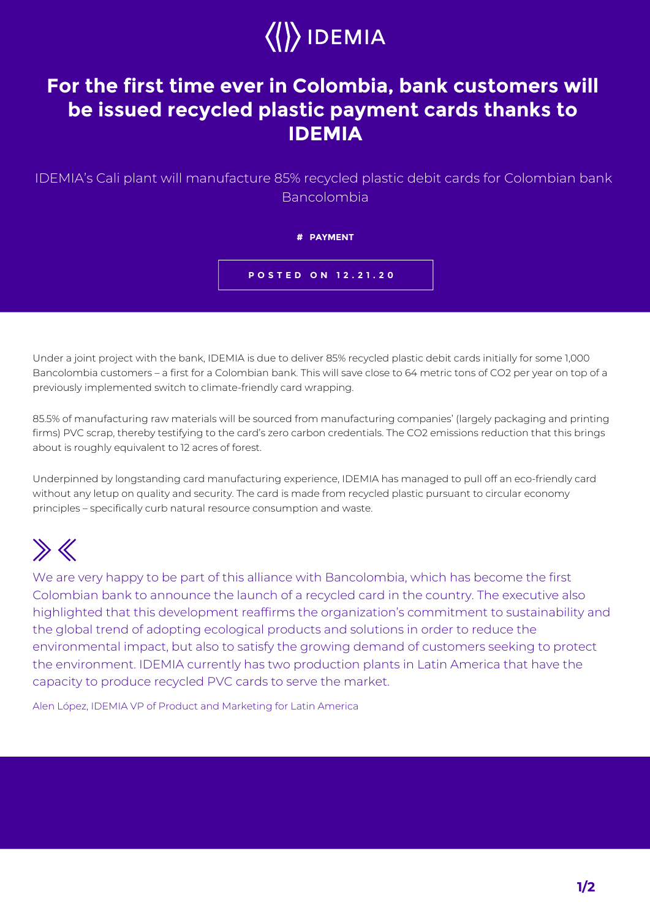IDEMIA

# For the first time ever in Colombia, bank customers will be issued recycled plastic payment cards thanks to IDEMIA

IDEMIA's Cali plant will manufacture 85% recycled plastic debit cards for Colombian bank Bancolombia

**# PAYMENT**

**POSTED ON 12.21.20**

Under a joint project with the bank, IDEMIA is due to deliver 85% recycled plastic debit cards initially for some 1,000 Bancolombia customers – a first for a Colombian bank. This will save close to 64 metric tons of $CO_2$ per year on top of a previously implemented switch to climate-friendly card wrapping.

85.5% of manufacturing raw materials will be sourced from manufacturing companies' (largely packaging and printing firms) PVC scrap, thereby testifying to the card's zero carbon credentials. The $CO_2$ emissions reduction that this brings about is roughly equivalent to 12 acres of forest.

Underpinned by longstanding card manufacturing experience, IDEMIA has managed to pull off an eco-friendly card without any letup on quality and security. The card is made from recycled plastic pursuant to circular economy principles – specifically curb natural resource consumption and waste.

> We are very happy to be part of this alliance with Bancolombia, which has become the first Colombian bank to announce the launch of a recycled card in the country. The executive also highlighted that this development reaffirms the organization's commitment to sustainability and the global trend of adopting ecological products and solutions in order to reduce the environmental impact, but also to satisfy the growing demand of customers seeking to protect the environment. IDEMIA currently has two production plants in Latin America that have the capacity to produce recycled PVC cards to serve the market.
>
> Alen López, IDEMIA VP of Product and Marketing for Latin America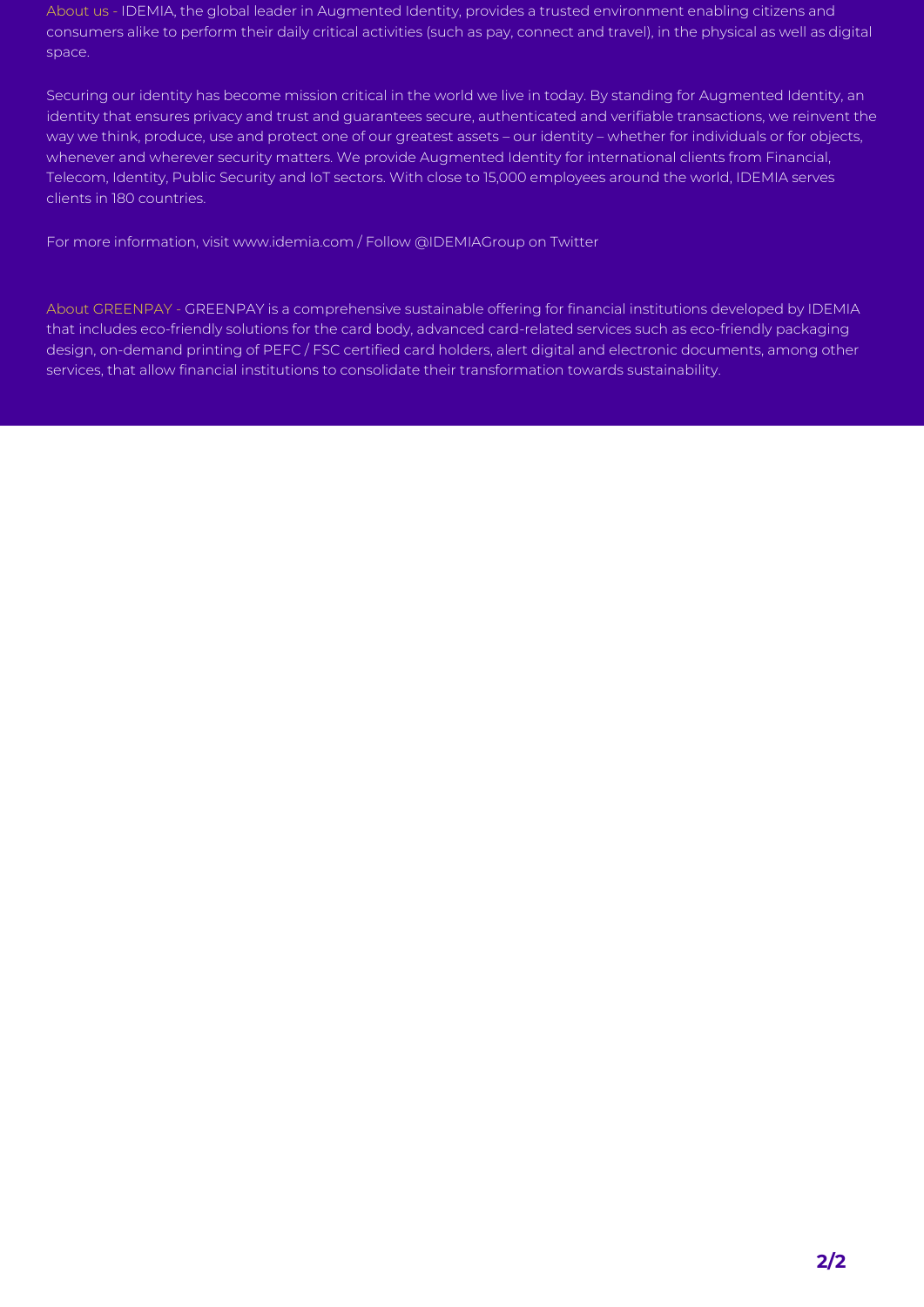About us - IDEMIA, the global leader in Augmented Identity, provides a trusted environment enabling citizens and consumers alike to perform their daily critical activities (such as pay, connect and travel), in the physical as well as digital space.

Securing our identity has become mission critical in the world we live in today. By standing for Augmented Identity, an identity that ensures privacy and trust and guarantees secure, authenticated and verifiable transactions, we reinvent the way we think, produce, use and protect one of our greatest assets – our identity – whether for individuals or for objects, whenever and wherever security matters. We provide Augmented Identity for international clients from Financial, Telecom, Identity, Public Security and IoT sectors. With close to 15,000 employees around the world, IDEMIA serves clients in 180 countries.

For more information, visit www.idemia.com / Follow @IDEMIAGroup on Twitter

About GREENPAY - GREENPAY is a comprehensive sustainable offering for financial institutions developed by IDEMIA that includes eco-friendly solutions for the card body, advanced card-related services such as eco-friendly packaging design, on-demand printing of PEFC / FSC certified card holders, alert digital and electronic documents, among other services, that allow financial institutions to consolidate their transformation towards sustainability.